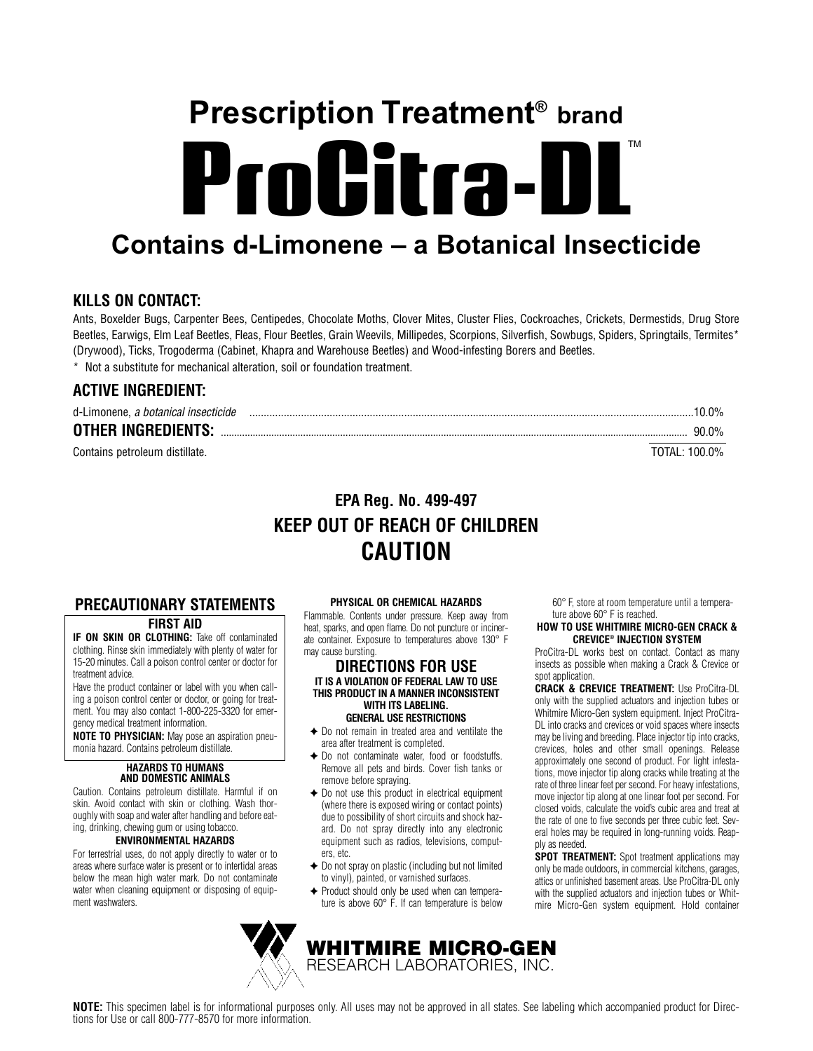# Prescription Treatment® brand

# ProCitra-DL™

## Contains d-Limonene – a Botanical Insecticide

### KILLS ON CONTACT:

Ants, Boxelder Bugs, Carpenter Bees, Centipedes, Chocolate Moths, Clover Mites, Cluster Flies, Cockroaches, Crickets, Dermestids, Drug Store Beetles, Earwigs, Elm Leaf Beetles, Fleas, Flour Beetles, Grain Weevils, Millipedes, Scorpions, Silverfish, Sowbugs, Spiders, Springtails, Termites* (Drywood), Ticks, Trogoderma (Cabinet, Khapra and Warehouse Beetles) and Wood-infesting Borers and Beetles.

\* Not a substitute for mechanical alteration, soil or foundation treatment.

### ACTIVE INGREDIENT:

| | |
|---|---|
| d-Limonene, *a botanical insecticide* | 10.0% |
| **OTHER INGREDIENTS:** | 90.0% |
| Contains petroleum distillate. | TOTAL: 100.0% |

**EPA Reg. No. 499-497**

**KEEP OUT OF REACH OF CHILDREN**

**CAUTION**

## PRECAUTIONARY STATEMENTS

### FIRST AID

**IF ON SKIN OR CLOTHING:** Take off contaminated clothing. Rinse skin immediately with plenty of water for 15-20 minutes. Call a poison control center or doctor for treatment advice.

Have the product container or label with you when calling a poison control center or doctor, or going for treatment. You may also contact 1-800-225-3320 for emergency medical treatment information.

**NOTE TO PHYSICIAN:** May pose an aspiration pneumonia hazard. Contains petroleum distillate.

#### HAZARDS TO HUMANS AND DOMESTIC ANIMALS

Caution. Contains petroleum distillate. Harmful if on skin. Avoid contact with skin or clothing. Wash thoroughly with soap and water after handling and before eating, drinking, chewing gum or using tobacco.

#### ENVIRONMENTAL HAZARDS

For terrestrial uses, do not apply directly to water or to areas where surface water is present or to intertidal areas below the mean high water mark. Do not contaminate water when cleaning equipment or disposing of equipment washwaters.

#### PHYSICAL OR CHEMICAL HAZARDS

Flammable. Contents under pressure. Keep away from heat, sparks, and open flame. Do not puncture or incinerate container. Exposure to temperatures above 130° F may cause bursting.

## DIRECTIONS FOR USE

**IT IS A VIOLATION OF FEDERAL LAW TO USE THIS PRODUCT IN A MANNER INCONSISTENT WITH ITS LABELING.**

#### GENERAL USE RESTRICTIONS

- Do not remain in treated area and ventilate the area after treatment is completed.
- Do not contaminate water, food or foodstuffs. Remove all pets and birds. Cover fish tanks or remove before spraying.
- Do not use this product in electrical equipment (where there is exposed wiring or contact points) due to possibility of short circuits and shock hazard. Do not spray directly into any electronic equipment such as radios, televisions, computers, etc.
- Do not spray on plastic (including but not limited to vinyl), painted, or varnished surfaces.
- Product should only be used when can temperature is above 60° F. If can temperature is below 60° F, store at room temperature until a temperature above 60° F is reached.

#### HOW TO USE WHITMIRE MICRO-GEN CRACK & CREVICE® INJECTION SYSTEM

ProCitra-DL works best on contact. Contact as many insects as possible when making a Crack & Crevice or spot application.

**CRACK & CREVICE TREATMENT:** Use ProCitra-DL only with the supplied actuators and injection tubes or Whitmire Micro-Gen system equipment. Inject ProCitra-DL into cracks and crevices or void spaces where insects may be living and breeding. Place injector tip into cracks, crevices, holes and other small openings. Release approximately one second of product. For light infestations, move injector tip along cracks while treating at the rate of three linear feet per second. For heavy infestations, move injector tip along at one linear foot per second. For closed voids, calculate the void's cubic area and treat at the rate of one to five seconds per three cubic feet. Several holes may be required in long-running voids. Reapply as needed.

**SPOT TREATMENT:** Spot treatment applications may only be made outdoors, in commercial kitchens, garages, attics or unfinished basement areas. Use ProCitra-DL only with the supplied actuators and injection tubes or Whitmire Micro-Gen system equipment. Hold container

**WHITMIRE MICRO-GEN**
RESEARCH LABORATORIES, INC.

**NOTE:** This specimen label is for informational purposes only. All uses may not be approved in all states. See labeling which accompanied product for Directions for Use or call 800-777-8570 for more information.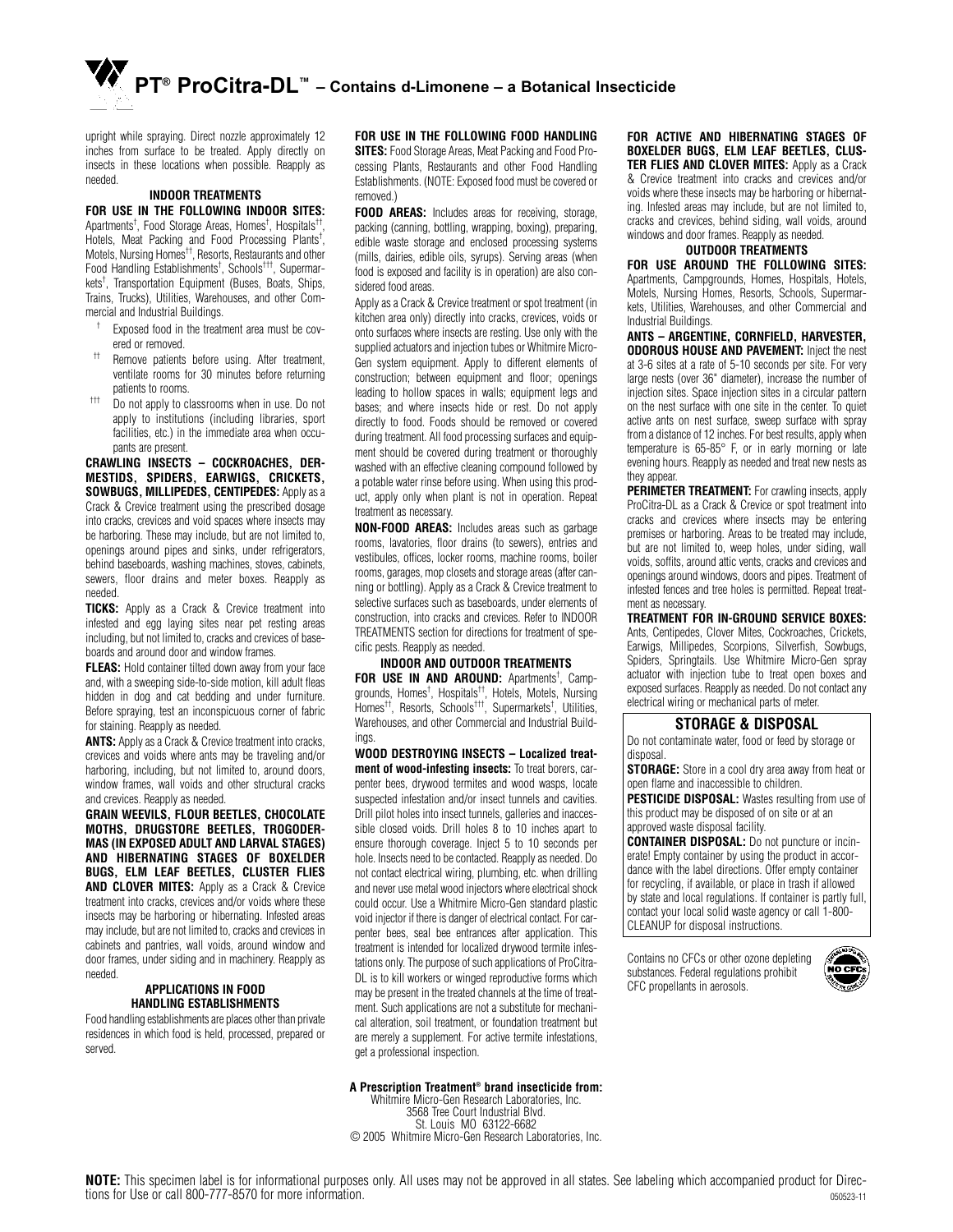upright while spraying. Direct nozzle approximately 12 inches from surface to be treated. Apply directly on insects in these locations when possible. Reapply as needed.

### INDOOR TREATMENTS

**FOR USE IN THE FOLLOWING INDOOR SITES:** Apartments†, Food Storage Areas, Homes†, Hospitals††, Hotels, Meat Packing and Food Processing Plants†, Motels, Nursing Homes††, Resorts, Restaurants and other Food Handling Establishments†, Schools†††, Supermarkets†, Transportation Equipment (Buses, Boats, Ships, Trains, Trucks), Utilities, Warehouses, and other Commercial and Industrial Buildings.

† Exposed food in the treatment area must be covered or removed.

†† Remove patients before using. After treatment, ventilate rooms for 30 minutes before returning patients to rooms.

††† Do not apply to classrooms when in use. Do not apply to institutions (including libraries, sport facilities, etc.) in the immediate area when occupants are present.

**CRAWLING INSECTS – COCKROACHES, DERMESTIDS, SPIDERS, EARWIGS, CRICKETS, SOWBUGS, MILLIPEDES, CENTIPEDES:** Apply as a Crack & Crevice treatment using the prescribed dosage into cracks, crevices and void spaces where insects may be harboring. These may include, but are not limited to, openings around pipes and sinks, under refrigerators, behind baseboards, washing machines, stoves, cabinets, sewers, floor drains and meter boxes. Reapply as needed.

**TICKS:** Apply as a Crack & Crevice treatment into infested and egg laying sites near pet resting areas including, but not limited to, cracks and crevices of baseboards and around door and window frames.

**FLEAS:** Hold container tilted down away from your face and, with a sweeping side-to-side motion, kill adult fleas hidden in dog and cat bedding and under furniture. Before spraying, test an inconspicuous corner of fabric for staining. Reapply as needed.

**ANTS:** Apply as a Crack & Crevice treatment into cracks, crevices and voids where ants may be traveling and/or harboring, including, but not limited to, around doors, window frames, wall voids and other structural cracks and crevices. Reapply as needed.

**GRAIN WEEVILS, FLOUR BEETLES, CHOCOLATE MOTHS, DRUGSTORE BEETLES, TROGODERMAS (IN EXPOSED ADULT AND LARVAL STAGES) AND HIBERNATING STAGES OF BOXELDER BUGS, ELM LEAF BEETLES, CLUSTER FLIES AND CLOVER MITES:** Apply as a Crack & Crevice treatment into cracks, crevices and/or voids where these insects may be harboring or hibernating. Infested areas may include, but are not limited to, cracks and crevices in cabinets and pantries, wall voids, around window and door frames, under siding and in machinery. Reapply as needed.

### APPLICATIONS IN FOOD HANDLING ESTABLISHMENTS

Food handling establishments are places other than private residences in which food is held, processed, prepared or served.

**FOR USE IN THE FOLLOWING FOOD HANDLING SITES:** Food Storage Areas, Meat Packing and Food Processing Plants, Restaurants and other Food Handling Establishments. (NOTE: Exposed food must be covered or removed.)

**FOOD AREAS:** Includes areas for receiving, storage, packing (canning, bottling, wrapping, boxing), preparing, edible waste storage and enclosed processing systems (mills, dairies, edible oils, syrups). Serving areas (when food is exposed and facility is in operation) are also considered food areas.

Apply as a Crack & Crevice treatment or spot treatment (in kitchen area only) directly into cracks, crevices, voids or onto surfaces where insects are resting. Use only with the supplied actuators and injection tubes or Whitmire Micro-Gen system equipment. Apply to different elements of construction; between equipment and floor; openings leading to hollow spaces in walls; equipment legs and bases; and where insects hide or rest. Do not apply directly to food. Foods should be removed or covered during treatment. All food processing surfaces and equipment should be covered during treatment or thoroughly washed with an effective cleaning compound followed by a potable water rinse before using. When using this product, apply only when plant is not in operation. Repeat treatment as necessary.

**NON-FOOD AREAS:** Includes areas such as garbage rooms, lavatories, floor drains (to sewers), entries and vestibules, offices, locker rooms, machine rooms, boiler rooms, garages, mop closets and storage areas (after canning or bottling). Apply as a Crack & Crevice treatment to selective surfaces such as baseboards, under elements of construction, into cracks and crevices. Refer to INDOOR TREATMENTS section for directions for treatment of specific pests. Reapply as needed.

### INDOOR AND OUTDOOR TREATMENTS

**FOR USE IN AND AROUND:** Apartments†, Campgrounds, Homes†, Hospitals††, Hotels, Motels, Nursing Homes††, Resorts, Schools†††, Supermarkets†, Utilities, Warehouses, and other Commercial and Industrial Buildings.

**WOOD DESTROYING INSECTS – Localized treatment of wood-infesting insects:** To treat borers, carpenter bees, drywood termites and wood wasps, locate suspected infestation and/or insect tunnels and cavities. Drill pilot holes into insect tunnels, galleries and inaccessible closed voids. Drill holes 8 to 10 inches apart to ensure thorough coverage. Inject 5 to 10 seconds per hole. Insects need to be contacted. Reapply as needed. Do not contact electrical wiring, plumbing, etc. when drilling and never use metal wood injectors where electrical shock could occur. Use a Whitmire Micro-Gen standard plastic void injector if there is danger of electrical contact. For carpenter bees, seal bee entrances after application. This treatment is intended for localized drywood termite infestations only. The purpose of such applications of ProCitra-DL is to kill workers or winged reproductive forms which may be present in the treated channels at the time of treatment. Such applications are not a substitute for mechanical alteration, soil treatment, or foundation treatment but are merely a supplement. For active termite infestations, get a professional inspection.

**FOR ACTIVE AND HIBERNATING STAGES OF BOXELDER BUGS, ELM LEAF BEETLES, CLUSTER FLIES AND CLOVER MITES:** Apply as a Crack & Crevice treatment into cracks and crevices and/or voids where these insects may be harboring or hibernating. Infested areas may include, but are not limited to, cracks and crevices, behind siding, wall voids, around windows and door frames. Reapply as needed.

### OUTDOOR TREATMENTS

**FOR USE AROUND THE FOLLOWING SITES:** Apartments, Campgrounds, Homes, Hospitals, Hotels, Motels, Nursing Homes, Resorts, Schools, Supermarkets, Utilities, Warehouses, and other Commercial and Industrial Buildings.

**ANTS – ARGENTINE, CORNFIELD, HARVESTER, ODOROUS HOUSE AND PAVEMENT:** Inject the nest at 3-6 sites at a rate of 5-10 seconds per site. For very large nests (over 36" diameter), increase the number of injection sites. Space injection sites in a circular pattern on the nest surface with one site in the center. To quiet active ants on nest surface, sweep surface with spray from a distance of 12 inches. For best results, apply when temperature is 65-85° F, or in early morning or late evening hours. Reapply as needed and treat new nests as they appear.

**PERIMETER TREATMENT:** For crawling insects, apply ProCitra-DL as a Crack & Crevice or spot treatment into cracks and crevices where insects may be entering premises or harboring. Areas to be treated may include, but are not limited to, weep holes, under siding, wall voids, soffits, around attic vents, cracks and crevices and openings around windows, doors and pipes. Treatment of infested fences and tree holes is permitted. Repeat treatment as necessary.

**TREATMENT FOR IN-GROUND SERVICE BOXES:** Ants, Centipedes, Clover Mites, Cockroaches, Crickets, Earwigs, Millipedes, Scorpions, Silverfish, Sowbugs, Spiders, Springtails. Use Whitmire Micro-Gen spray actuator with injection tube to treat open boxes and exposed surfaces. Reapply as needed. Do not contact any electrical wiring or mechanical parts of meter.

## STORAGE & DISPOSAL

Do not contaminate water, food or feed by storage or disposal.

**STORAGE:** Store in a cool dry area away from heat or open flame and inaccessible to children.

**PESTICIDE DISPOSAL:** Wastes resulting from use of this product may be disposed of on site or at an approved waste disposal facility.

**CONTAINER DISPOSAL:** Do not puncture or incinerate! Empty container by using the product in accordance with the label directions. Offer empty container for recycling, if available, or place in trash if allowed by state and local regulations. If container is partly full, contact your local solid waste agency or call 1-800-CLEANUP for disposal instructions.

Contains no CFCs or other ozone depleting substances. Federal regulations prohibit CFC propellants in aerosols.

NO CFCs

**A Prescription Treatment® brand insecticide from:**
Whitmire Micro-Gen Research Laboratories, Inc.
3568 Tree Court Industrial Blvd.
St. Louis MO 63122-6682
© 2005 Whitmire Micro-Gen Research Laboratories, Inc.

**NOTE:** This specimen label is for informational purposes only. All uses may not be approved in all states. See labeling which accompanied product for Directions for Use or call 800-777-8570 for more information.

050523-11